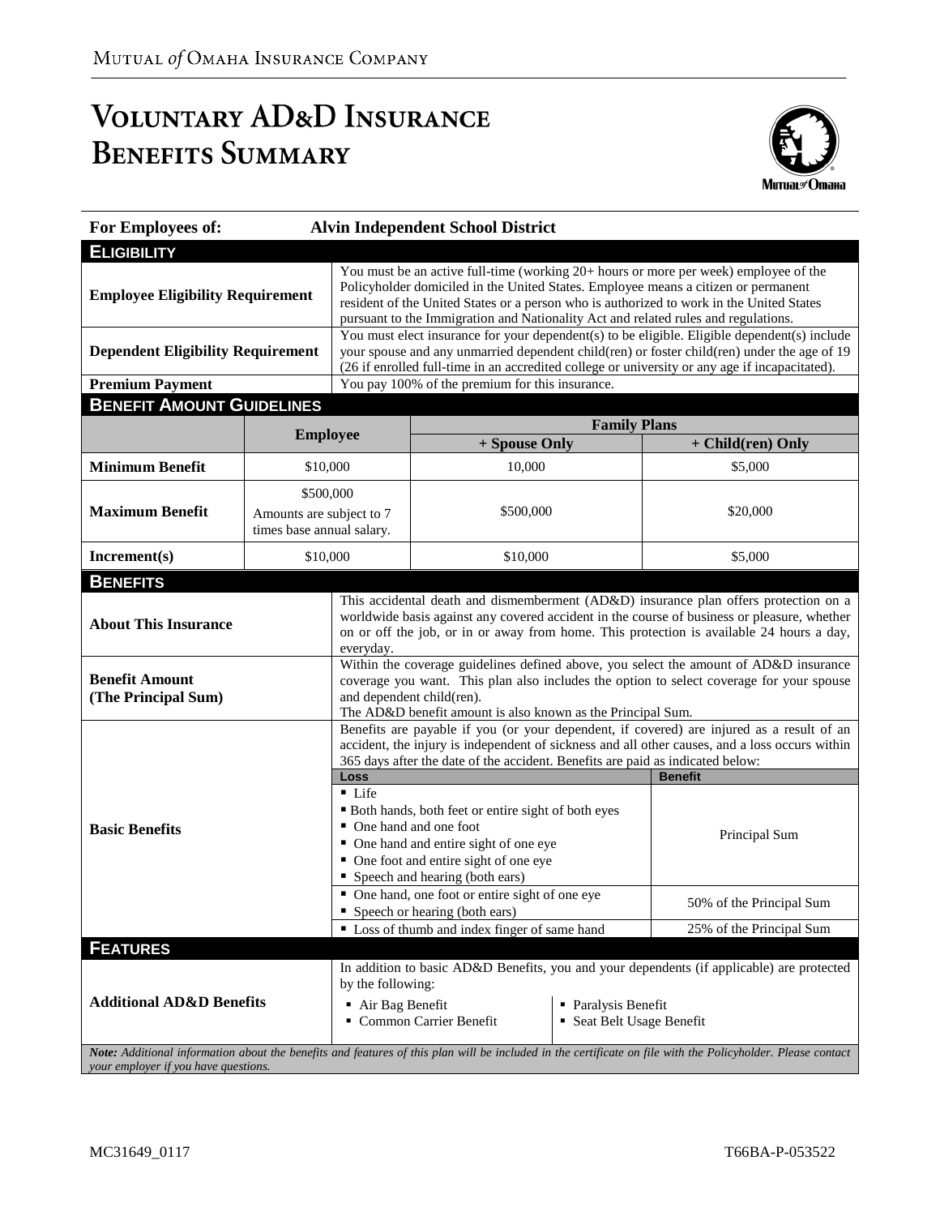Mutual of Omaha Insurance Company

# Voluntary AD&D Insurance Benefits Summary

**For Employees of:** **Alvin Independent School District**

## Eligibility

| | |
|---|---|
| **Employee Eligibility Requirement** | You must be an active full-time (working 20+ hours or more per week) employee of the Policyholder domiciled in the United States. Employee means a citizen or permanent resident of the United States or a person who is authorized to work in the United States pursuant to the Immigration and Nationality Act and related rules and regulations. |
| **Dependent Eligibility Requirement** | You must elect insurance for your dependent(s) to be eligible. Eligible dependent(s) include your spouse and any unmarried dependent child(ren) or foster child(ren) under the age of 19 (26 if enrolled full-time in an accredited college or university or any age if incapacitated). |
| **Premium Payment** | You pay 100% of the premium for this insurance. |

## Benefit Amount Guidelines

| | Employee | Family Plans | |
|---|---|---|---|
| | | **+ Spouse Only** | **+ Child(ren) Only** |
| **Minimum Benefit** | $10,000 | 10,000 | $5,000 |
| **Maximum Benefit** | $500,000 Amounts are subject to 7 times base annual salary. | $500,000 | $20,000 |
| **Increment(s)** | $10,000 | $10,000 | $5,000 |

## Benefits

**About This Insurance**

This accidental death and dismemberment (AD&D) insurance plan offers protection on a worldwide basis against any covered accident in the course of business or pleasure, whether on or off the job, or in or away from home. This protection is available 24 hours a day, everyday.

**Benefit Amount (The Principal Sum)**

Within the coverage guidelines defined above, you select the amount of AD&D insurance coverage you want. This plan also includes the option to select coverage for your spouse and dependent child(ren).
The AD&D benefit amount is also known as the Principal Sum.

**Basic Benefits**

Benefits are payable if you (or your dependent, if covered) are injured as a result of an accident, the injury is independent of sickness and all other causes, and a loss occurs within 365 days after the date of the accident. Benefits are paid as indicated below:

| Loss | Benefit |
|---|---|
| ▪ Life<br>▪ Both hands, both feet or entire sight of both eyes<br>▪ One hand and one foot<br>▪ One hand and entire sight of one eye<br>▪ One foot and entire sight of one eye<br>▪ Speech and hearing (both ears) | Principal Sum |
| ▪ One hand, one foot or entire sight of one eye<br>▪ Speech or hearing (both ears) | 50% of the Principal Sum |
| ▪ Loss of thumb and index finger of same hand | 25% of the Principal Sum |

## Features

**Additional AD&D Benefits**

In addition to basic AD&D Benefits, you and your dependents (if applicable) are protected by the following:

- Air Bag Benefit
- Common Carrier Benefit
- Paralysis Benefit
- Seat Belt Usage Benefit

***Note:*** *Additional information about the benefits and features of this plan will be included in the certificate on file with the Policyholder. Please contact your employer if you have questions.*

MC31649_0117 T66BA-P-053522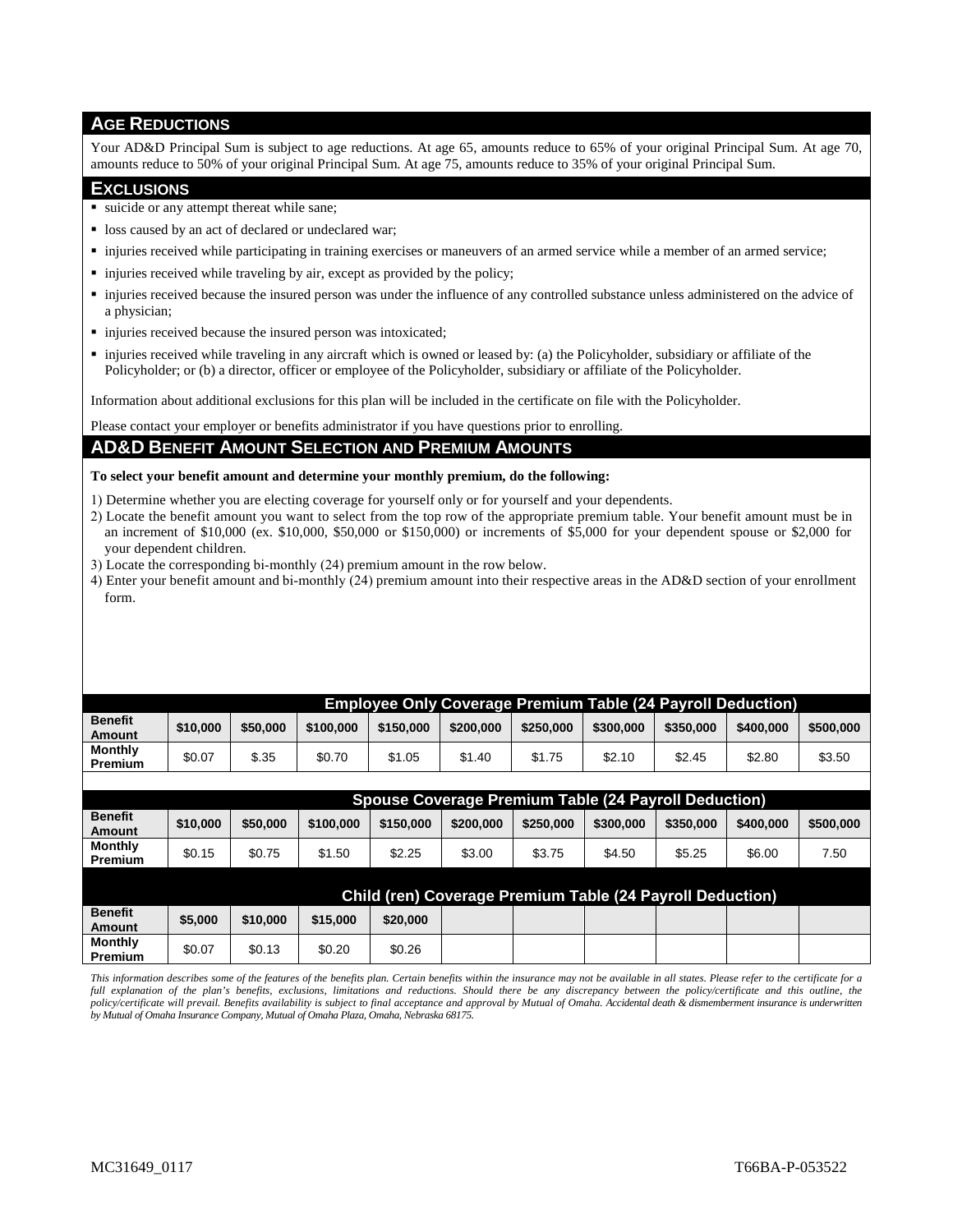## Age Reductions

Your AD&D Principal Sum is subject to age reductions. At age 65, amounts reduce to 65% of your original Principal Sum. At age 70, amounts reduce to 50% of your original Principal Sum. At age 75, amounts reduce to 35% of your original Principal Sum.

## Exclusions

- suicide or any attempt thereat while sane;
- loss caused by an act of declared or undeclared war;
- injuries received while participating in training exercises or maneuvers of an armed service while a member of an armed service;
- injuries received while traveling by air, except as provided by the policy;
- injuries received because the insured person was under the influence of any controlled substance unless administered on the advice of a physician;
- injuries received because the insured person was intoxicated;
- injuries received while traveling in any aircraft which is owned or leased by: (a) the Policyholder, subsidiary or affiliate of the Policyholder; or (b) a director, officer or employee of the Policyholder, subsidiary or affiliate of the Policyholder.

Information about additional exclusions for this plan will be included in the certificate on file with the Policyholder.

Please contact your employer or benefits administrator if you have questions prior to enrolling.

## AD&D Benefit Amount Selection and Premium Amounts

**To select your benefit amount and determine your monthly premium, do the following:**

1) Determine whether you are electing coverage for yourself only or for yourself and your dependents.
2) Locate the benefit amount you want to select from the top row of the appropriate premium table. Your benefit amount must be in an increment of $10,000 (ex. $10,000, $50,000 or $150,000) or increments of $5,000 for your dependent spouse or $2,000 for your dependent children.
3) Locate the corresponding bi-monthly (24) premium amount in the row below.
4) Enter your benefit amount and bi-monthly (24) premium amount into their respective areas in the AD&D section of your enrollment form.

**Employee Only Coverage Premium Table (24 Payroll Deduction)**

| Benefit Amount | $10,000 | $50,000 | $100,000 | $150,000 | $200,000 | $250,000 | $300,000 | $350,000 | $400,000 | $500,000 |
|---|---|---|---|---|---|---|---|---|---|---|
| Monthly Premium | $0.07 | $.35 | $0.70 | $1.05 | $1.40 | $1.75 | $2.10 | $2.45 | $2.80 | $3.50 |

**Spouse Coverage Premium Table (24 Payroll Deduction)**

| Benefit Amount | $10,000 | $50,000 | $100,000 | $150,000 | $200,000 | $250,000 | $300,000 | $350,000 | $400,000 | $500,000 |
|---|---|---|---|---|---|---|---|---|---|---|
| Monthly Premium | $0.15 | $0.75 | $1.50 | $2.25 | $3.00 | $3.75 | $4.50 | $5.25 | $6.00 | 7.50 |

**Child (ren) Coverage Premium Table (24 Payroll Deduction)**

| Benefit Amount | $5,000 | $10,000 | $15,000 | $20,000 | | | | | | |
|---|---|---|---|---|---|---|---|---|---|---|
| Monthly Premium | $0.07 | $0.13 | $0.20 | $0.26 | | | | | | |

*This information describes some of the features of the benefits plan. Certain benefits within the insurance may not be available in all states. Please refer to the certificate for a full explanation of the plan's benefits, exclusions, limitations and reductions. Should there be any discrepancy between the policy/certificate and this outline, the policy/certificate will prevail. Benefits availability is subject to final acceptance and approval by Mutual of Omaha. Accidental death & dismemberment insurance is underwritten by Mutual of Omaha Insurance Company, Mutual of Omaha Plaza, Omaha, Nebraska 68175.*

MC31649_0117 T66BA-P-053522